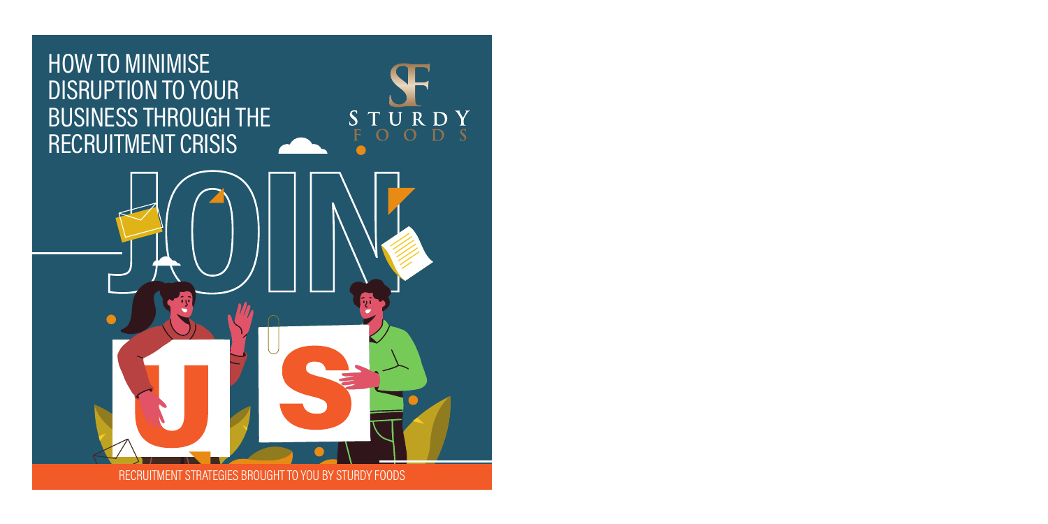# HOW TO MINIMISE DISRUPTION TO YOUR BUSINESS THROUGH THE RECRUITMENT CRISIS

STURDY FOODS

JOIN US

RECRUITMENT STRATEGIES BROUGHT TO YOU BY STURDY FOODS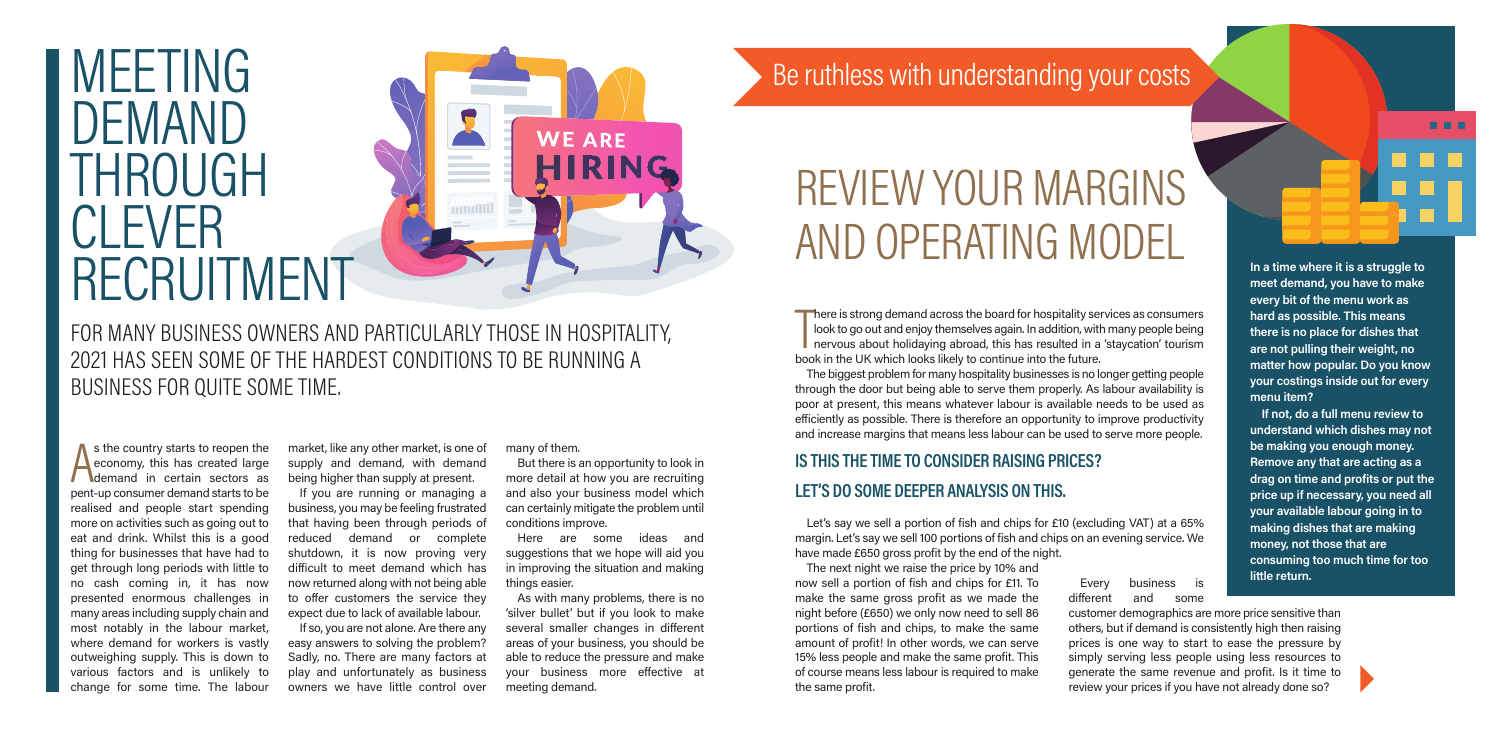# MEETING DEMAND THROUGH CLEVER RECRUITMENT

## FOR MANY BUSINESS OWNERS AND PARTICULARLY THOSE IN HOSPITALITY, 2021 HAS SEEN SOME OF THE HARDEST CONDITIONS TO BE RUNNING A BUSINESS FOR QUITE SOME TIME.

As the country starts to reopen the economy, this has created large demand in certain sectors as pent-up consumer demand starts to be realised and people start spending more on activities such as going out to eat and drink. Whilst this is a good thing for businesses that have had to get through long periods with little to no cash coming in, it has now presented enormous challenges in many areas including supply chain and most notably in the labour market, where demand for workers is vastly outweighing supply. This is down to various factors and is unlikely to change for some time. The labour market, like any other market, is one of supply and demand, with demand being higher than supply at present.

If you are running or managing a business, you may be feeling frustrated that having been through periods of reduced demand or complete shutdown, it is now proving very difficult to meet demand which has now returned along with not being able to offer customers the service they expect due to lack of available labour.

If so, you are not alone. Are there any easy answers to solving the problem? Sadly, no. There are many factors at play and unfortunately as business owners we have little control over many of them.

But there is an opportunity to look in more detail at how you are recruiting and also your business model which can certainly mitigate the problem until conditions improve.

Here are some ideas and suggestions that we hope will aid you in improving the situation and making things easier.

As with many problems, there is no 'silver bullet' but if you look to make several smaller changes in different areas of your business, you should be able to reduce the pressure and make your business more effective at meeting demand.

## Be ruthless with understanding your costs

# REVIEW YOUR MARGINS AND OPERATING MODEL

There is strong demand across the board for hospitality services as consumers look to go out and enjoy themselves again. In addition, with many people being nervous about holidaying abroad, this has resulted in a 'staycation' tourism book in the UK which looks likely to continue into the future.

The biggest problem for many hospitality businesses is no longer getting people through the door but being able to serve them properly. As labour availability is poor at present, this means whatever labour is available needs to be used as efficiently as possible. There is therefore an opportunity to improve productivity and increase margins that means less labour can be used to serve more people.

### IS THIS THE TIME TO CONSIDER RAISING PRICES?

### LET'S DO SOME DEEPER ANALYSIS ON THIS.

Let's say we sell a portion of fish and chips for £10 (excluding VAT) at a 65% margin. Let's say we sell 100 portions of fish and chips on an evening service. We have made £650 gross profit by the end of the night.

The next night we raise the price by 10% and now sell a portion of fish and chips for £11. To make the same gross profit as we made the night before (£650) we only now need to sell 86 portions of fish and chips, to make the same amount of profit! In other words, we can serve 15% less people and make the same profit. This of course means less labour is required to make the same profit.

Every business is different and some customer demographics are more price sensitive than others, but if demand is consistently high then raising prices is one way to start to ease the pressure by simply serving less people using less resources to generate the same revenue and profit. Is it time to review your prices if you have not already done so?

**In a time where it is a struggle to meet demand, you have to make every bit of the menu work as hard as possible. This means there is no place for dishes that are not pulling their weight, no matter how popular. Do you know your costings inside out for every menu item?**

**If not, do a full menu review to understand which dishes may not be making you enough money. Remove any that are acting as a drag on time and profits or put the price up if necessary, you need all your available labour going in to making dishes that are making money, not those that are consuming too much time for too little return.**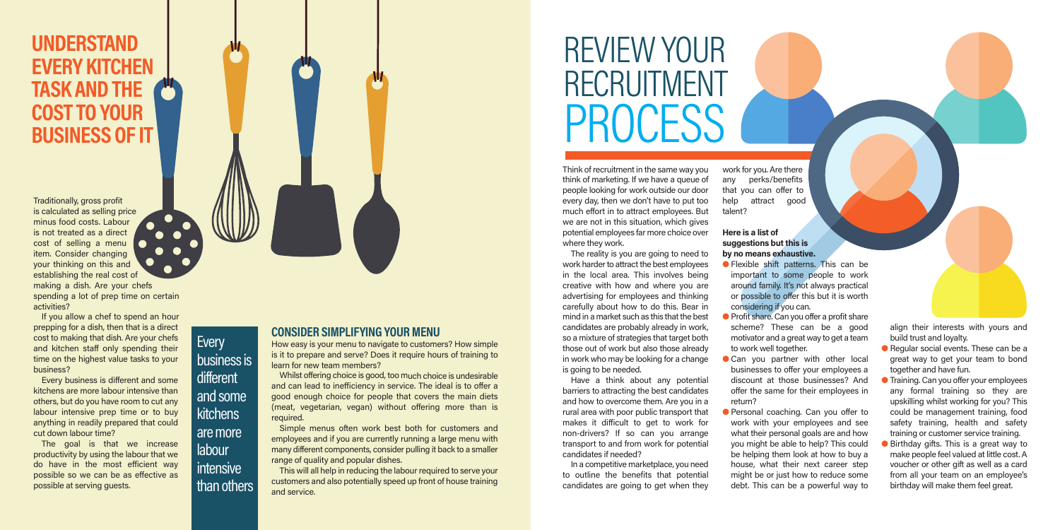# UNDERSTAND EVERY KITCHEN TASK AND THE COST TO YOUR BUSINESS OF IT

Traditionally, gross profit is calculated as selling price minus food costs. Labour is not treated as a direct cost of selling a menu item. Consider changing your thinking on this and establishing the real cost of making a dish. Are your chefs spending a lot of prep time on certain activities?

If you allow a chef to spend an hour prepping for a dish, then that is a direct cost to making that dish. Are your chefs and kitchen staff only spending their time on the highest value tasks to your business?

Every business is different and some kitchens are more labour intensive than others, but do you have room to cut any labour intensive prep time or to buy anything in readily prepared that could cut down labour time?

The goal is that we increase productivity by using the labour that we do have in the most efficient way possible so we can be as effective as possible at serving guests.

> Every business is different and some kitchens are more labour intensive than others

## CONSIDER SIMPLIFYING YOUR MENU

How easy is your menu to navigate to customers? How simple is it to prepare and serve? Does it require hours of training to learn for new team members?

Whilst offering choice is good, too much choice is undesirable and can lead to inefficiency in service. The ideal is to offer a good enough choice for people that covers the main diets (meat, vegetarian, vegan) without offering more than is required.

Simple menus often work best both for customers and employees and if you are currently running a large menu with many different components, consider pulling it back to a smaller range of quality and popular dishes.

This will all help in reducing the labour required to serve your customers and also potentially speed up front of house training and service.

# REVIEW YOUR RECRUITMENT PROCESS

Think of recruitment in the same way you think of marketing. If we have a queue of people looking for work outside our door every day, then we don't have to put too much effort in to attract employees. But we are not in this situation, which gives potential employees far more choice over where they work.

The reality is you are going to need to work harder to attract the best employees in the local area. This involves being creative with how and where you are advertising for employees and thinking carefully about how to do this. Bear in mind in a market such as this that the best candidates are probably already in work, so a mixture of strategies that target both those out of work but also those already in work who may be looking for a change is going to be needed.

Have a think about any potential barriers to attracting the best candidates and how to overcome them. Are you in a rural area with poor public transport that makes it difficult to get to work for non-drivers? If so can you arrange transport to and from work for potential candidates if needed?

In a competitive marketplace, you need to outline the benefits that potential candidates are going to get when they work for you. Are there any perks/benefits that you can offer to help attract good talent?

**Here is a list of suggestions but this is by no means exhaustive.**

- Flexible shift patterns. This can be important to some people to work around family. It's not always practical or possible to offer this but it is worth considering if you can.
- Profit share. Can you offer a profit share scheme? These can be a good motivator and a great way to get a team to work well together.
- Can you partner with other local businesses to offer your employees a discount at those businesses? And offer the same for their employees in return?
- Personal coaching. Can you offer to work with your employees and see what their personal goals are and how you might be able to help? This could be helping them look at how to buy a house, what their next career step might be or just how to reduce some debt. This can be a powerful way to align their interests with yours and build trust and loyalty.
- Regular social events. These can be a great way to get your team to bond together and have fun.
- Training. Can you offer your employees any formal training so they are upskilling whilst working for you? This could be management training, food safety training, health and safety training or customer service training.
- Birthday gifts. This is a great way to make people feel valued at little cost. A voucher or other gift as well as a card from all your team on an employee's birthday will make them feel great.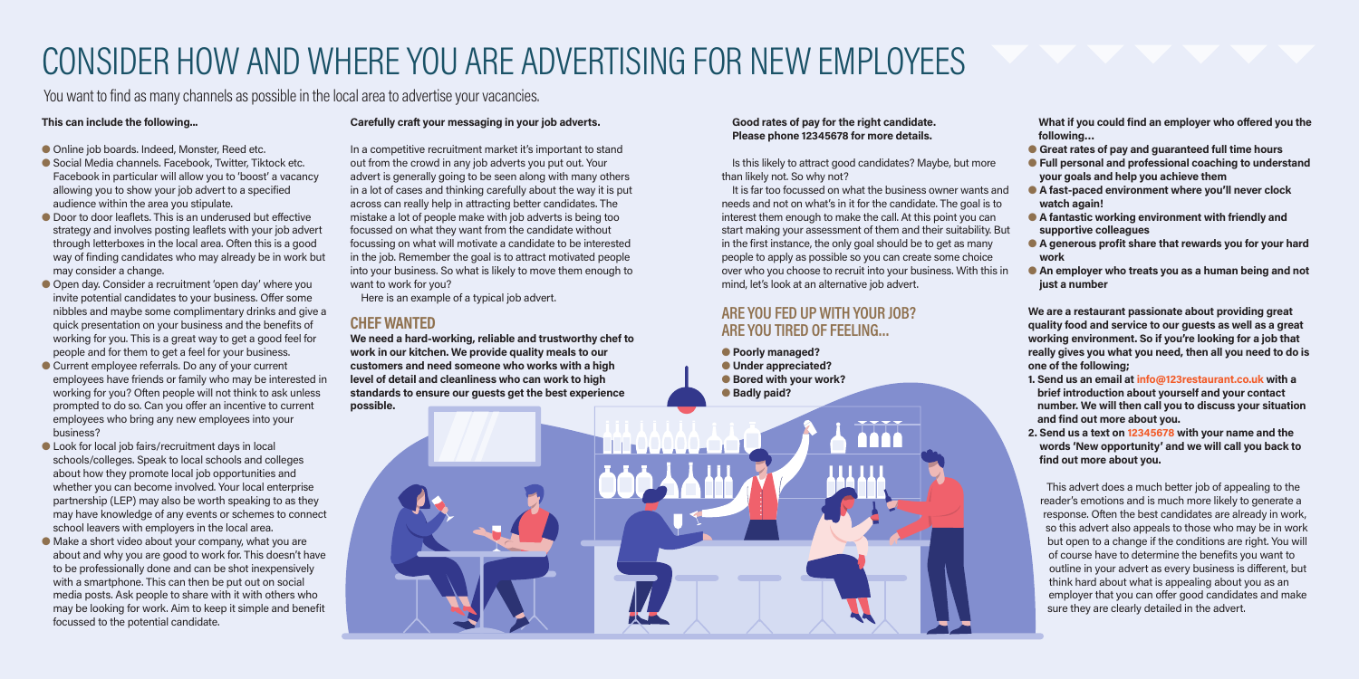# CONSIDER HOW AND WHERE YOU ARE ADVERTISING FOR NEW EMPLOYEES

You want to find as many channels as possible in the local area to advertise your vacancies.

**This can include the following...**

- Online job boards. Indeed, Monster, Reed etc.
- Social Media channels. Facebook, Twitter, Tiktock etc. Facebook in particular will allow you to 'boost' a vacancy allowing you to show your job advert to a specified audience within the area you stipulate.
- Door to door leaflets. This is an underused but effective strategy and involves posting leaflets with your job advert through letterboxes in the local area. Often this is a good way of finding candidates who may already be in work but may consider a change.
- Open day. Consider a recruitment 'open day' where you invite potential candidates to your business. Offer some nibbles and maybe some complimentary drinks and give a quick presentation on your business and the benefits of working for you. This is a great way to get a good feel for people and for them to get a feel for your business.
- Current employee referrals. Do any of your current employees have friends or family who may be interested in working for you? Often people will not think to ask unless prompted to do so. Can you offer an incentive to current employees who bring any new employees into your business?
- Look for local job fairs/recruitment days in local schools/colleges. Speak to local schools and colleges about how they promote local job opportunities and whether you can become involved. Your local enterprise partnership (LEP) may also be worth speaking to as they may have knowledge of any events or schemes to connect school leavers with employers in the local area.
- Make a short video about your company, what you are about and why you are good to work for. This doesn't have to be professionally done and can be shot inexpensively with a smartphone. This can then be put out on social media posts. Ask people to share with it with others who may be looking for work. Aim to keep it simple and benefit focussed to the potential candidate.

**Carefully craft your messaging in your job adverts.**

In a competitive recruitment market it's important to stand out from the crowd in any job adverts you put out. Your advert is generally going to be seen along with many others in a lot of cases and thinking carefully about the way it is put across can really help in attracting better candidates. The mistake a lot of people make with job adverts is being too focussed on what they want from the candidate without focussing on what will motivate a candidate to be interested in the job. Remember the goal is to attract motivated people into your business. So what is likely to move them enough to want to work for you?

Here is an example of a typical job advert.

## CHEF WANTED

**We need a hard-working, reliable and trustworthy chef to work in our kitchen. We provide quality meals to our customers and need someone who works with a high level of detail and cleanliness who can work to high standards to ensure our guests get the best experience possible.**

**Good rates of pay for the right candidate. Please phone 12345678 for more details.**

Is this likely to attract good candidates? Maybe, but more than likely not. So why not?

It is far too focussed on what the business owner wants and needs and not on what's in it for the candidate. The goal is to interest them enough to make the call. At this point you can start making your assessment of them and their suitability. But in the first instance, the only goal should be to get as many people to apply as possible so you can create some choice over who you choose to recruit into your business. With this in mind, let's look at an alternative job advert.

## ARE YOU FED UP WITH YOUR JOB? ARE YOU TIRED OF FEELING...

- **Poorly managed?**
- **Under appreciated?**
- **Bored with your work?**
- **Badly paid?**

**What if you could find an employer who offered you the following...**

- **Great rates of pay and guaranteed full time hours**
- **Full personal and professional coaching to understand your goals and help you achieve them**
- **A fast-paced environment where you'll never clock watch again!**
- **A fantastic working environment with friendly and supportive colleagues**
- **A generous profit share that rewards you for your hard work**
- **An employer who treats you as a human being and not just a number**

**We are a restaurant passionate about providing great quality food and service to our guests as well as a great working environment. So if you're looking for a job that really gives you what you need, then all you need to do is one of the following;**

1. **Send us an email at info@123restaurant.co.uk with a brief introduction about yourself and your contact number. We will then call you to discuss your situation and find out more about you.**
2. **Send us a text on 12345678 with your name and the words 'New opportunity' and we will call you back to find out more about you.**

This advert does a much better job of appealing to the reader's emotions and is much more likely to generate a response. Often the best candidates are already in work, so this advert also appeals to those who may be in work but open to a change if the conditions are right. You will of course have to determine the benefits you want to outline in your advert as every business is different, but think hard about what is appealing about you as an employer that you can offer good candidates and make sure they are clearly detailed in the advert.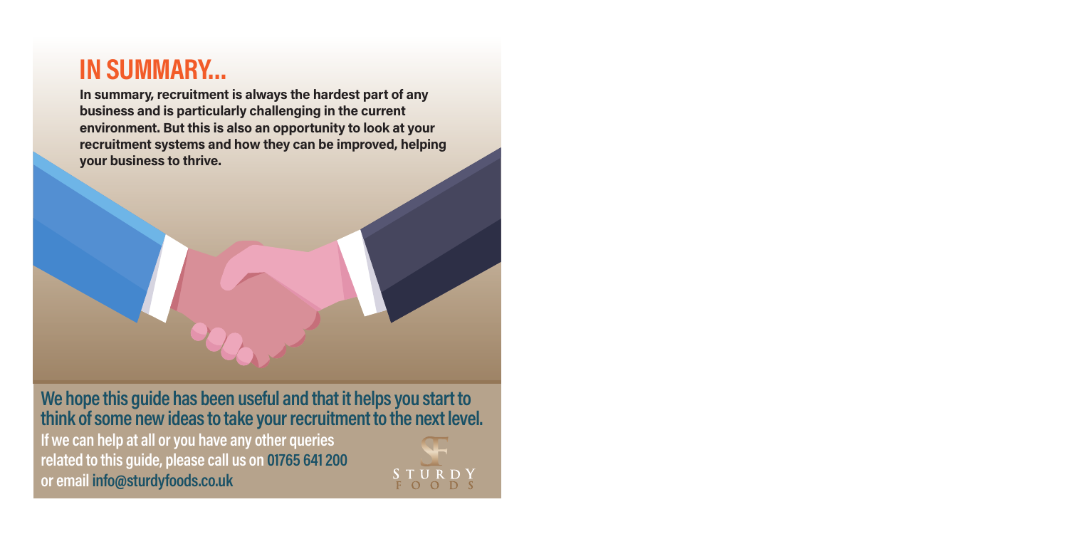# IN SUMMARY...

**In summary, recruitment is always the hardest part of any business and is particularly challenging in the current environment. But this is also an opportunity to look at your recruitment systems and how they can be improved, helping your business to thrive.**

**We hope this guide has been useful and that it helps you start to think of some new ideas to take your recruitment to the next level.**

If we can help at all or you have any other queries related to this guide, please call us on **01765 641 200** or email **info@sturdyfoods.co.uk**

STURDY FOODS